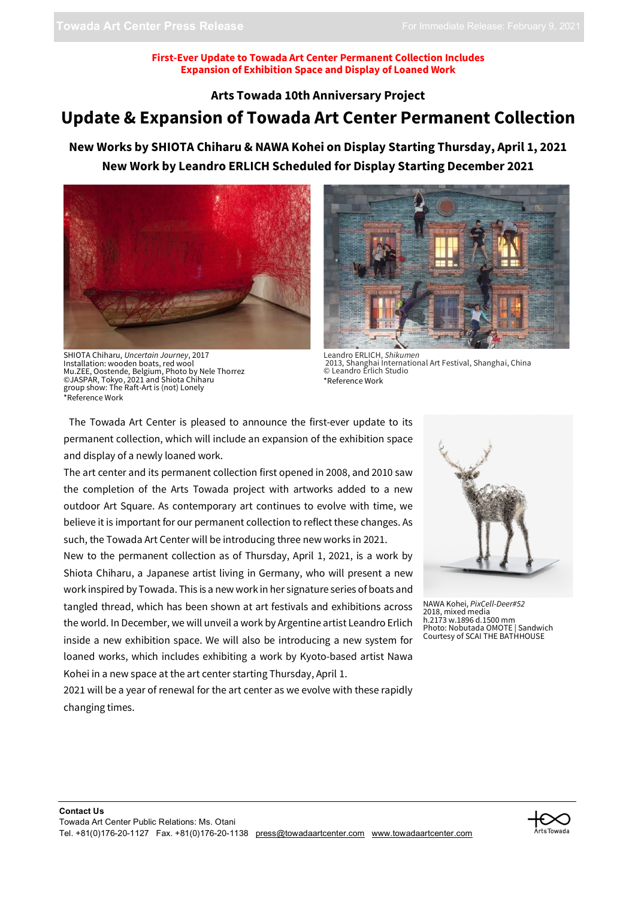**First-Ever Update to Towada Art Center Permanent Collection Includes Expansion of Exhibition Space and Display of Loaned Work**

### Arts Towada 10th Anniversary Project

# Update & Expansion of Towada Art Center Permanent Collection

## New Works by SHIOTA Chiharu & NAWA Kohei on Display Starting Thursday, April 1, 2021
## New Work by Leandro ERLICH Scheduled for Display Starting December 2021

SHIOTA Chiharu, *Uncertain Journey*, 2017
Installation: wooden boats, red wool
Mu.ZEE, Oostende, Belgium, Photo by Nele Thorrez
©JASPAR, Tokyo, 2021 and Shiota Chiharu
group show: The Raft-Art is (not) Lonely
*Reference Work

Leandro ERLICH, *Shikumen*
2013, Shanghai International Art Festival, Shanghai, China
© Leandro Erlich Studio
*Reference Work

The Towada Art Center is pleased to announce the first-ever update to its permanent collection, which will include an expansion of the exhibition space and display of a newly loaned work.

The art center and its permanent collection first opened in 2008, and 2010 saw the completion of the Arts Towada project with artworks added to a new outdoor Art Square. As contemporary art continues to evolve with time, we believe it is important for our permanent collection to reflect these changes. As such, the Towada Art Center will be introducing three new works in 2021.

New to the permanent collection as of Thursday, April 1, 2021, is a work by Shiota Chiharu, a Japanese artist living in Germany, who will present a new work inspired by Towada. This is a new work in her signature series of boats and tangled thread, which has been shown at art festivals and exhibitions across the world. In December, we will unveil a work by Argentine artist Leandro Erlich inside a new exhibition space. We will also be introducing a new system for loaned works, which includes exhibiting a work by Kyoto-based artist Nawa Kohei in a new space at the art center starting Thursday, April 1.

2021 will be a year of renewal for the art center as we evolve with these rapidly changing times.

NAWA Kohei, *PixCell-Deer#52*
2018, mixed media
h.2173 w.1896 d.1500 mm
Photo: Nobutada OMOTE | Sandwich
Courtesy of SCAI THE BATHHOUSE

**Contact Us**
Towada Art Center Public Relations: Ms. Otani
Tel. +81(0)176-20-1127 Fax. +81(0)176-20-1138 press@towadaartcenter.com www.towadaartcenter.com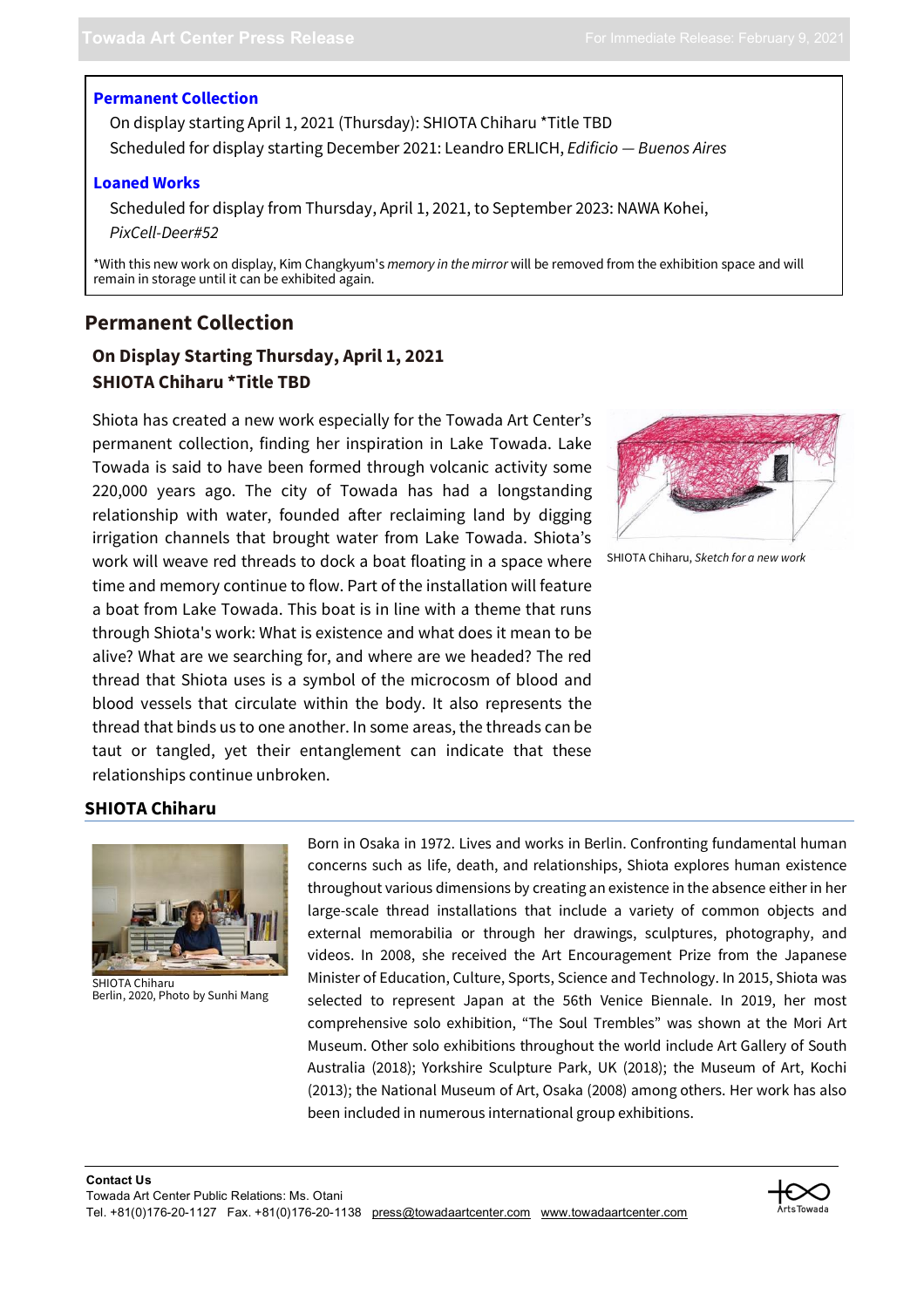**Permanent Collection**

On display starting April 1, 2021 (Thursday): SHIOTA Chiharu *Title TBD

Scheduled for display starting December 2021: Leandro ERLICH, *Edificio — Buenos Aires*

**Loaned Works**

Scheduled for display from Thursday, April 1, 2021, to September 2023: NAWA Kohei, *PixCell-Deer#52*

*With this new work on display, Kim Changkyum's *memory in the mirror* will be removed from the exhibition space and will remain in storage until it can be exhibited again.

## Permanent Collection

### On Display Starting Thursday, April 1, 2021
### SHIOTA Chiharu *Title TBD

Shiota has created a new work especially for the Towada Art Center's permanent collection, finding her inspiration in Lake Towada. Lake Towada is said to have been formed through volcanic activity some 220,000 years ago. The city of Towada has had a longstanding relationship with water, founded after reclaiming land by digging irrigation channels that brought water from Lake Towada. Shiota's work will weave red threads to dock a boat floating in a space where time and memory continue to flow. Part of the installation will feature a boat from Lake Towada. This boat is in line with a theme that runs through Shiota's work: What is existence and what does it mean to be alive? What are we searching for, and where are we headed? The red thread that Shiota uses is a symbol of the microcosm of blood and blood vessels that circulate within the body. It also represents the thread that binds us to one another. In some areas, the threads can be taut or tangled, yet their entanglement can indicate that these relationships continue unbroken.

SHIOTA Chiharu, *Sketch for a new work*

### SHIOTA Chiharu

SHIOTA Chiharu
Berlin, 2020, Photo by Sunhi Mang

Born in Osaka in 1972. Lives and works in Berlin. Confronting fundamental human concerns such as life, death, and relationships, Shiota explores human existence throughout various dimensions by creating an existence in the absence either in her large-scale thread installations that include a variety of common objects and external memorabilia or through her drawings, sculptures, photography, and videos. In 2008, she received the Art Encouragement Prize from the Japanese Minister of Education, Culture, Sports, Science and Technology. In 2015, Shiota was selected to represent Japan at the 56th Venice Biennale. In 2019, her most comprehensive solo exhibition, "The Soul Trembles" was shown at the Mori Art Museum. Other solo exhibitions throughout the world include Art Gallery of South Australia (2018); Yorkshire Sculpture Park, UK (2018); the Museum of Art, Kochi (2013); the National Museum of Art, Osaka (2008) among others. Her work has also been included in numerous international group exhibitions.

**Contact Us**
Towada Art Center Public Relations: Ms. Otani
Tel. +81(0)176-20-1127 Fax. +81(0)176-20-1138 press@towadaartcenter.com www.towadaartcenter.com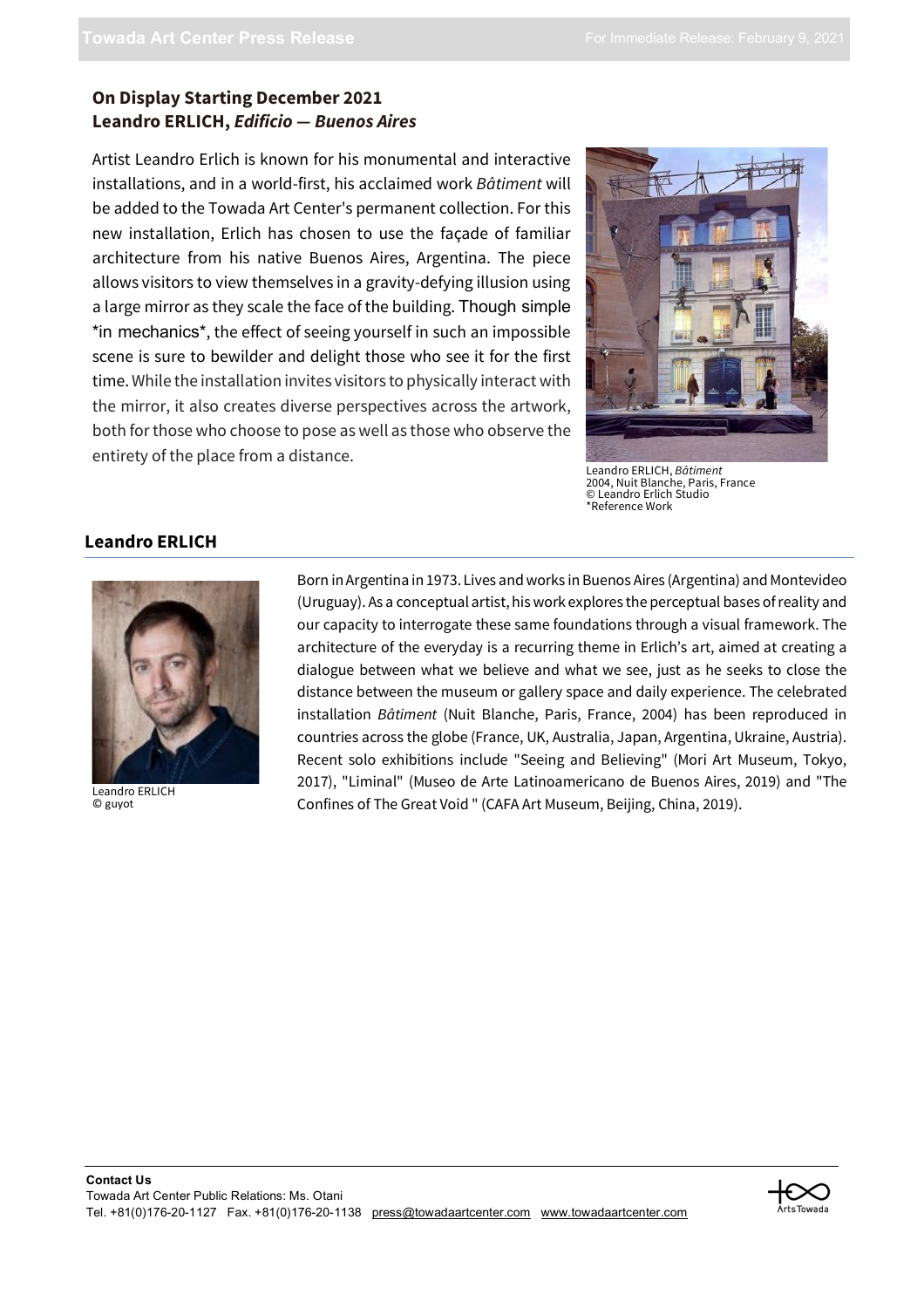## On Display Starting December 2021
## Leandro ERLICH, *Edificio — Buenos Aires*

Artist Leandro Erlich is known for his monumental and interactive installations, and in a world-first, his acclaimed work *Bâtiment* will be added to the Towada Art Center's permanent collection. For this new installation, Erlich has chosen to use the façade of familiar architecture from his native Buenos Aires, Argentina. The piece allows visitors to view themselves in a gravity-defying illusion using a large mirror as they scale the face of the building. Though simple *in mechanics*, the effect of seeing yourself in such an impossible scene is sure to bewilder and delight those who see it for the first time. While the installation invites visitors to physically interact with the mirror, it also creates diverse perspectives across the artwork, both for those who choose to pose as well as those who observe the entirety of the place from a distance.

Leandro ERLICH, *Bâtiment*
2004, Nuit Blanche, Paris, France
© Leandro Erlich Studio
*Reference Work

## Leandro ERLICH

Leandro ERLICH
© guyot

Born in Argentina in 1973. Lives and works in Buenos Aires (Argentina) and Montevideo (Uruguay). As a conceptual artist, his work explores the perceptual bases of reality and our capacity to interrogate these same foundations through a visual framework. The architecture of the everyday is a recurring theme in Erlich's art, aimed at creating a dialogue between what we believe and what we see, just as he seeks to close the distance between the museum or gallery space and daily experience. The celebrated installation *Bâtiment* (Nuit Blanche, Paris, France, 2004) has been reproduced in countries across the globe (France, UK, Australia, Japan, Argentina, Ukraine, Austria). Recent solo exhibitions include "Seeing and Believing" (Mori Art Museum, Tokyo, 2017), "Liminal" (Museo de Arte Latinoamericano de Buenos Aires, 2019) and "The Confines of The Great Void " (CAFA Art Museum, Beijing, China, 2019).

**Contact Us**
Towada Art Center Public Relations: Ms. Otani
Tel. +81(0)176-20-1127 Fax. +81(0)176-20-1138 press@towadaartcenter.com www.towadaartcenter.com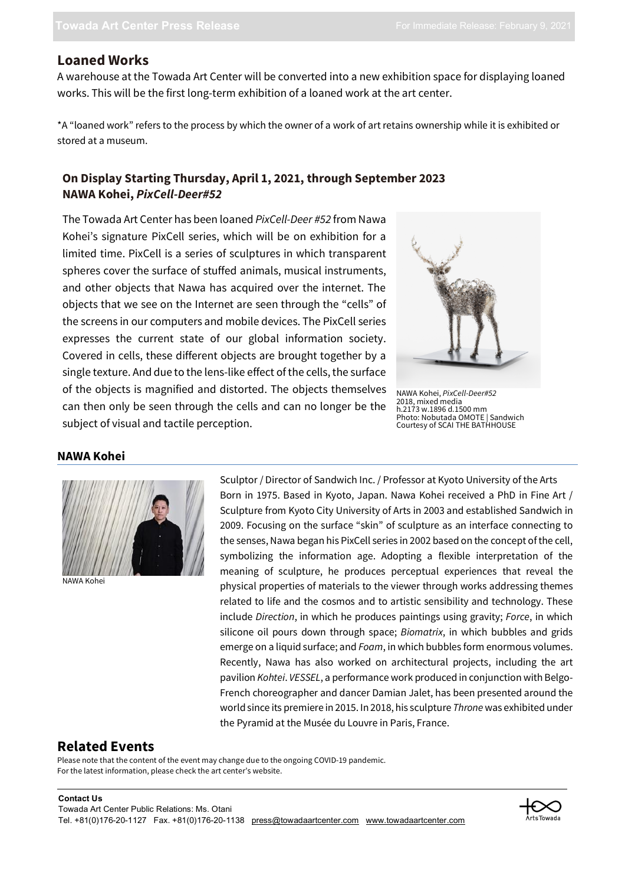## Loaned Works

A warehouse at the Towada Art Center will be converted into a new exhibition space for displaying loaned works. This will be the first long-term exhibition of a loaned work at the art center.

*A "loaned work" refers to the process by which the owner of a work of art retains ownership while it is exhibited or stored at a museum.

### On Display Starting Thursday, April 1, 2021, through September 2023
### NAWA Kohei, *PixCell-Deer#52*

The Towada Art Center has been loaned *PixCell-Deer #52* from Nawa Kohei's signature PixCell series, which will be on exhibition for a limited time. PixCell is a series of sculptures in which transparent spheres cover the surface of stuffed animals, musical instruments, and other objects that Nawa has acquired over the internet. The objects that we see on the Internet are seen through the "cells" of the screens in our computers and mobile devices. The PixCell series expresses the current state of our global information society. Covered in cells, these different objects are brought together by a single texture. And due to the lens-like effect of the cells, the surface of the objects is magnified and distorted. The objects themselves can then only be seen through the cells and can no longer be the subject of visual and tactile perception.

NAWA Kohei, *PixCell-Deer#52*
2018, mixed media
h.2173 w.1896 d.1500 mm
Photo: Nobutada OMOTE | Sandwich
Courtesy of SCAI THE BATHHOUSE

### NAWA Kohei

NAWA Kohei

Sculptor / Director of Sandwich Inc. / Professor at Kyoto University of the Arts
Born in 1975. Based in Kyoto, Japan. Nawa Kohei received a PhD in Fine Art / Sculpture from Kyoto City University of Arts in 2003 and established Sandwich in 2009. Focusing on the surface "skin" of sculpture as an interface connecting to the senses, Nawa began his PixCell series in 2002 based on the concept of the cell, symbolizing the information age. Adopting a flexible interpretation of the meaning of sculpture, he produces perceptual experiences that reveal the physical properties of materials to the viewer through works addressing themes related to life and the cosmos and to artistic sensibility and technology. These include *Direction*, in which he produces paintings using gravity; *Force*, in which silicone oil pours down through space; *Biomatrix*, in which bubbles and grids emerge on a liquid surface; and *Foam*, in which bubbles form enormous volumes. Recently, Nawa has also worked on architectural projects, including the art pavilion *Kohtei*. *VESSEL*, a performance work produced in conjunction with Belgo-French choreographer and dancer Damian Jalet, has been presented around the world since its premiere in 2015. In 2018, his sculpture *Throne* was exhibited under the Pyramid at the Musée du Louvre in Paris, France.

## Related Events

Please note that the content of the event may change due to the ongoing COVID-19 pandemic.
For the latest information, please check the art center's website.

**Contact Us**
Towada Art Center Public Relations: Ms. Otani
Tel. +81(0)176-20-1127 Fax. +81(0)176-20-1138 press@towadaartcenter.com www.towadaartcenter.com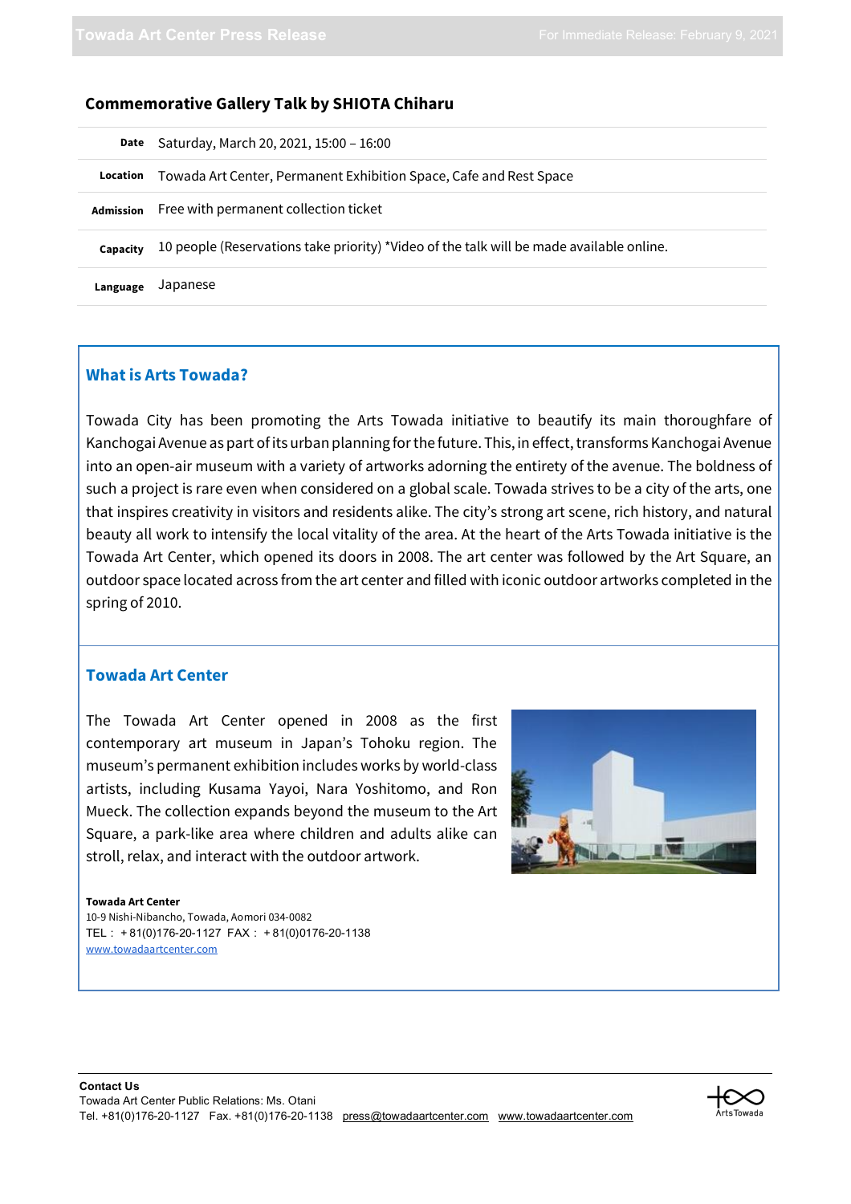### Commemorative Gallery Talk by SHIOTA Chiharu

| | |
|---|---|
| **Date** | Saturday, March 20, 2021, 15:00 – 16:00 |
| **Location** | Towada Art Center, Permanent Exhibition Space, Cafe and Rest Space |
| **Admission** | Free with permanent collection ticket |
| **Capacity** | 10 people (Reservations take priority) *Video of the talk will be made available online. |
| **Language** | Japanese |

## What is Arts Towada?

Towada City has been promoting the Arts Towada initiative to beautify its main thoroughfare of Kanchogai Avenue as part of its urban planning for the future. This, in effect, transforms Kanchogai Avenue into an open-air museum with a variety of artworks adorning the entirety of the avenue. The boldness of such a project is rare even when considered on a global scale. Towada strives to be a city of the arts, one that inspires creativity in visitors and residents alike. The city's strong art scene, rich history, and natural beauty all work to intensify the local vitality of the area. At the heart of the Arts Towada initiative is the Towada Art Center, which opened its doors in 2008. The art center was followed by the Art Square, an outdoor space located across from the art center and filled with iconic outdoor artworks completed in the spring of 2010.

## Towada Art Center

The Towada Art Center opened in 2008 as the first contemporary art museum in Japan's Tohoku region. The museum's permanent exhibition includes works by world-class artists, including Kusama Yayoi, Nara Yoshitomo, and Ron Mueck. The collection expands beyond the museum to the Art Square, a park-like area where children and adults alike can stroll, relax, and interact with the outdoor artwork.

**Towada Art Center**
10-9 Nishi-Nibancho, Towada, Aomori 034-0082
TEL：＋81(0)176-20-1127 FAX：＋81(0)176-20-1138
www.towadaartcenter.com

**Contact Us**
Towada Art Center Public Relations: Ms. Otani
Tel. +81(0)176-20-1127 Fax. +81(0)176-20-1138 press@towadaartcenter.com www.towadaartcenter.com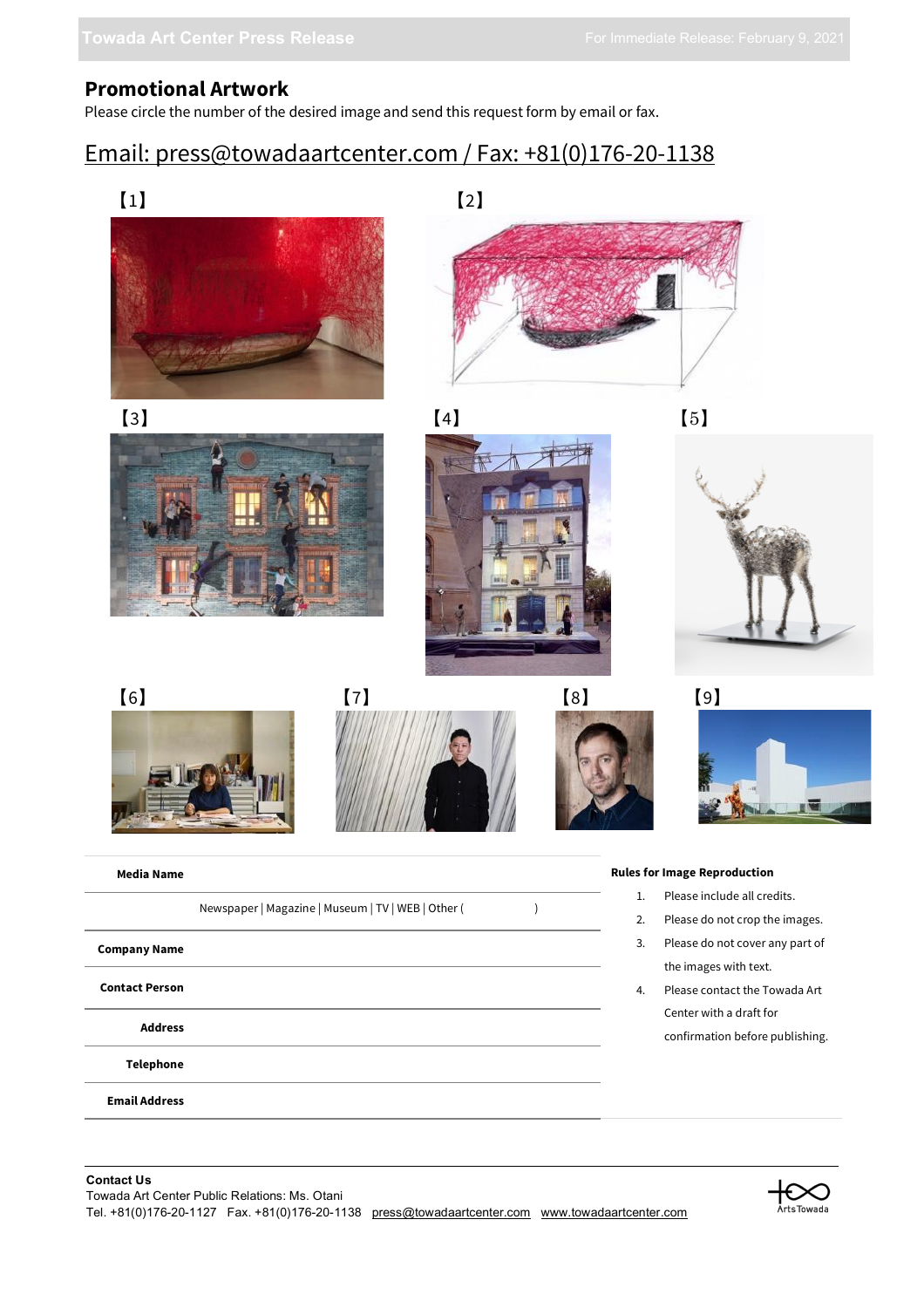## Promotional Artwork

Please circle the number of the desired image and send this request form by email or fax.

Email: press@towadaartcenter.com / Fax: +81(0)176-20-1138

【1】

【2】

【3】

【4】

【5】

【6】

【7】

【8】

【9】

| | |
|---|---|
| Media Name | Newspaper \| Magazine \| Museum \| TV \| WEB \| Other (        ) |
| Company Name | |
| Contact Person | |
| Address | |
| Telephone | |
| Email Address | |

**Rules for Image Reproduction**

1. Please include all credits.
2. Please do not crop the images.
3. Please do not cover any part of the images with text.
4. Please contact the Towada Art Center with a draft for confirmation before publishing.

**Contact Us**
Towada Art Center Public Relations: Ms. Otani
Tel. +81(0)176-20-1127 Fax. +81(0)176-20-1138 press@towadaartcenter.com www.towadaartcenter.com

Arts Towada